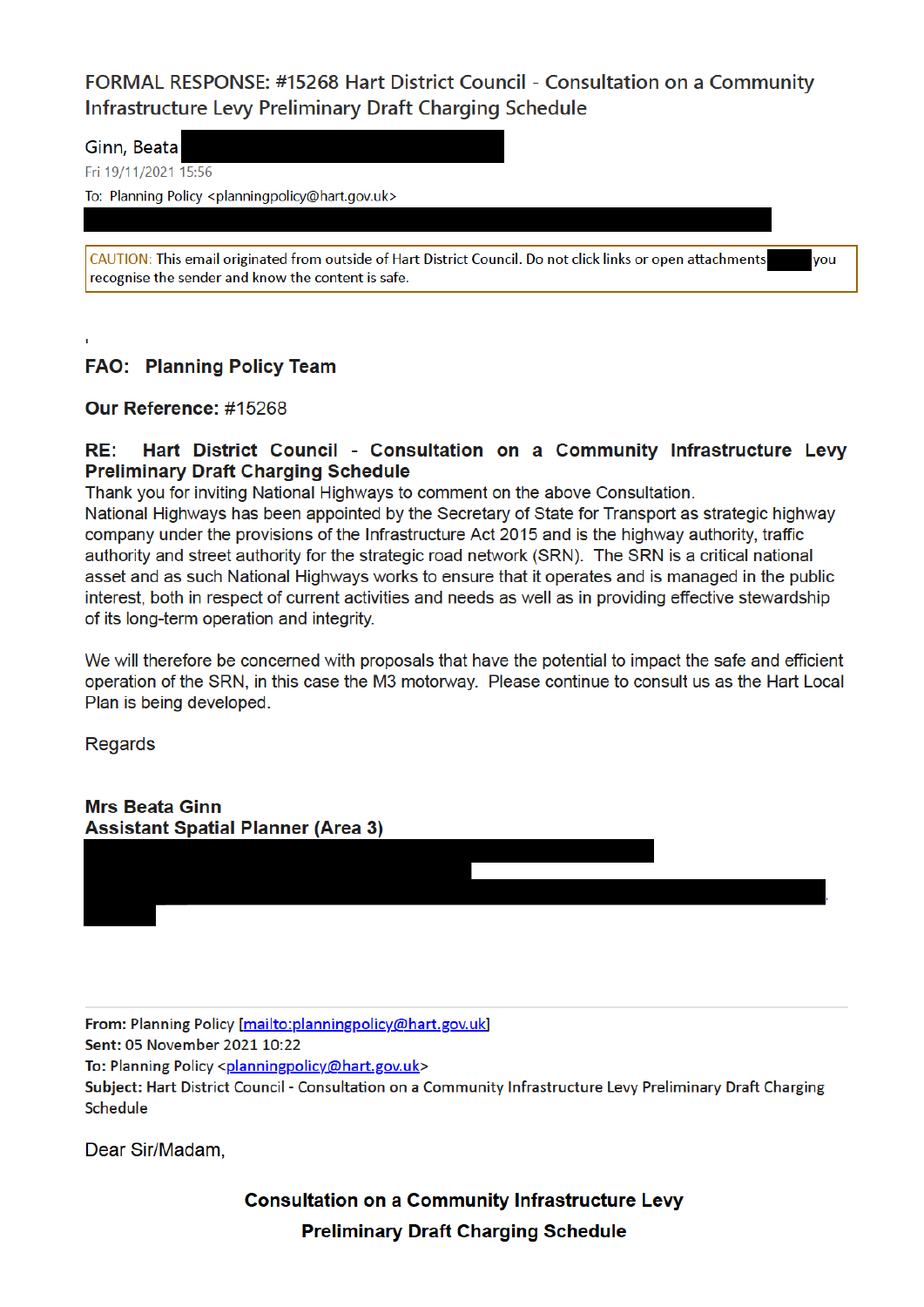# FORMAL RESPONSE: #15268 Hart District Council - Consultation on a Community Infrastructure Levy Preliminary Draft Charging Schedule

Ginn, Beata

Fri 19/11/2021 15:56

To: Planning Policy <planningpolicy@hart.gov.uk>

CAUTION: This email originated from outside of Hart District Council. Do not click links or open attachments you recognise the sender and know the content is safe.

'

**FAO: Planning Policy Team**

**Our Reference:** #15268

**RE: Hart District Council - Consultation on a Community Infrastructure Levy Preliminary Draft Charging Schedule**

Thank you for inviting National Highways to comment on the above Consultation.
National Highways has been appointed by the Secretary of State for Transport as strategic highway company under the provisions of the Infrastructure Act 2015 and is the highway authority, traffic authority and street authority for the strategic road network (SRN). The SRN is a critical national asset and as such National Highways works to ensure that it operates and is managed in the public interest, both in respect of current activities and needs as well as in providing effective stewardship of its long-term operation and integrity.

We will therefore be concerned with proposals that have the potential to impact the safe and efficient operation of the SRN, in this case the M3 motorway. Please continue to consult us as the Hart Local Plan is being developed.

Regards

**Mrs Beata Ginn**
**Assistant Spatial Planner (Area 3)**

---

**From:** Planning Policy [mailto:planningpolicy@hart.gov.uk]
**Sent:** 05 November 2021 10:22
**To:** Planning Policy <planningpolicy@hart.gov.uk>
**Subject:** Hart District Council - Consultation on a Community Infrastructure Levy Preliminary Draft Charging Schedule

Dear Sir/Madam,

**Consultation on a Community Infrastructure Levy**
**Preliminary Draft Charging Schedule**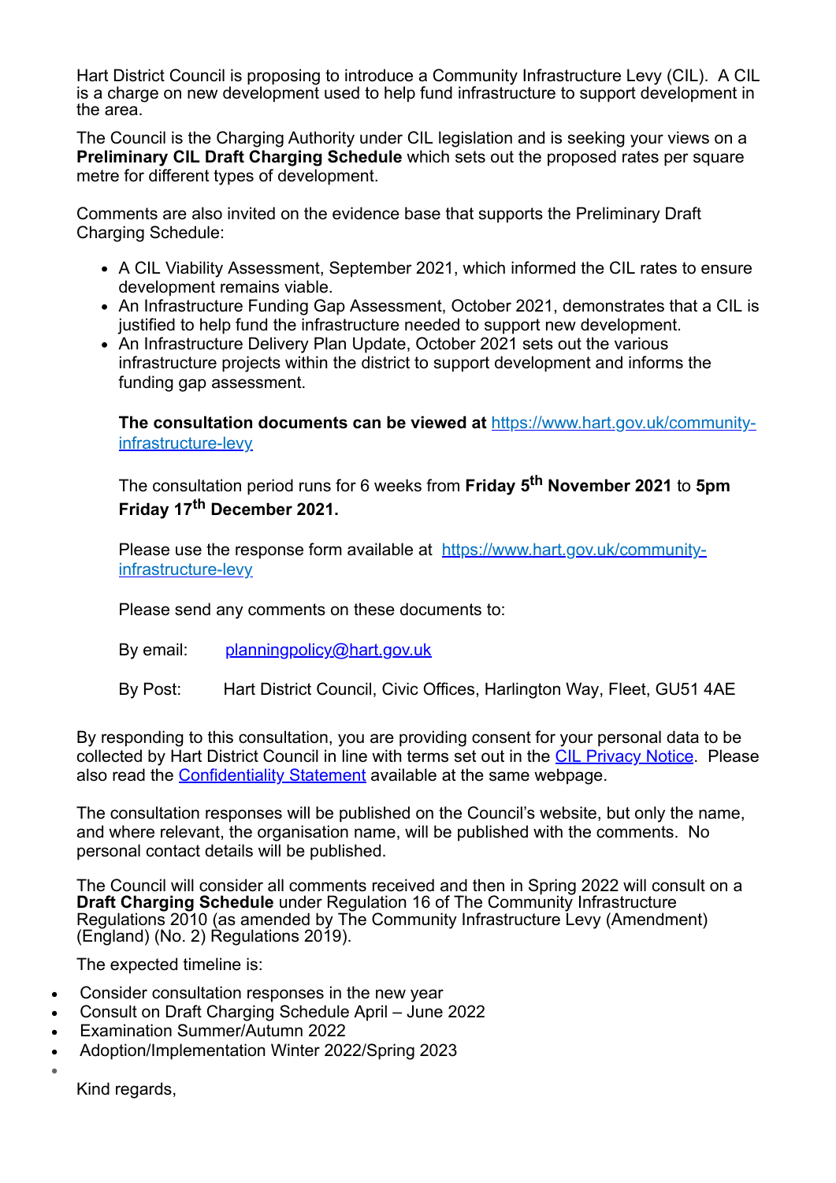Hart District Council is proposing to introduce a Community Infrastructure Levy (CIL). A CIL is a charge on new development used to help fund infrastructure to support development in the area.

The Council is the Charging Authority under CIL legislation and is seeking your views on a **Preliminary CIL Draft Charging Schedule** which sets out the proposed rates per square metre for different types of development.

Comments are also invited on the evidence base that supports the Preliminary Draft Charging Schedule:

- A CIL Viability Assessment, September 2021, which informed the CIL rates to ensure development remains viable.
- An Infrastructure Funding Gap Assessment, October 2021, demonstrates that a CIL is justified to help fund the infrastructure needed to support new development.
- An Infrastructure Delivery Plan Update, October 2021 sets out the various infrastructure projects within the district to support development and informs the funding gap assessment.

**The consultation documents can be viewed at** https://www.hart.gov.uk/community-infrastructure-levy

The consultation period runs for 6 weeks from **Friday 5th November 2021** to **5pm Friday 17th December 2021.**

Please use the response form available at https://www.hart.gov.uk/community-infrastructure-levy

Please send any comments on these documents to:

By email: planningpolicy@hart.gov.uk

By Post: Hart District Council, Civic Offices, Harlington Way, Fleet, GU51 4AE

By responding to this consultation, you are providing consent for your personal data to be collected by Hart District Council in line with terms set out in the CIL Privacy Notice. Please also read the Confidentiality Statement available at the same webpage.

The consultation responses will be published on the Council's website, but only the name, and where relevant, the organisation name, will be published with the comments. No personal contact details will be published.

The Council will consider all comments received and then in Spring 2022 will consult on a **Draft Charging Schedule** under Regulation 16 of The Community Infrastructure Regulations 2010 (as amended by The Community Infrastructure Levy (Amendment) (England) (No. 2) Regulations 2019).

The expected timeline is:

- Consider consultation responses in the new year
- Consult on Draft Charging Schedule April – June 2022
- Examination Summer/Autumn 2022
- Adoption/Implementation Winter 2022/Spring 2023

Kind regards,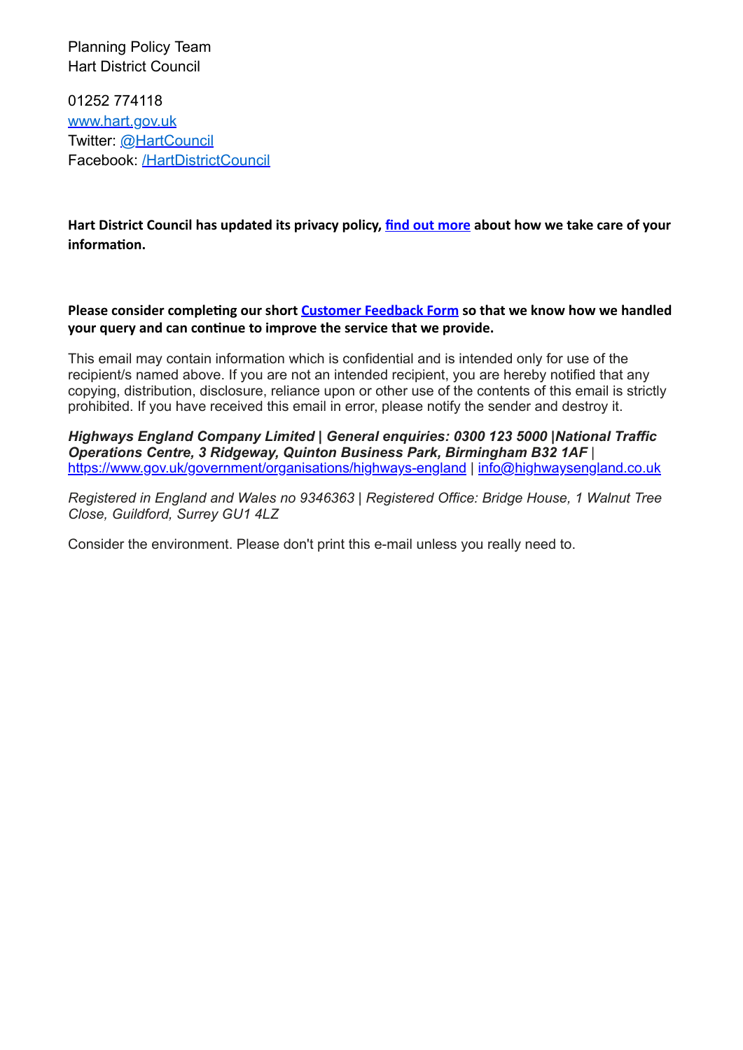Planning Policy Team
Hart District Council

01252 774118
[www.hart.gov.uk](http://www.hart.gov.uk)
Twitter: [@HartCouncil](https://twitter.com/HartCouncil)
Facebook: [/HartDistrictCouncil](https://www.facebook.com/HartDistrictCouncil)

**Hart District Council has updated its privacy policy, [find out more]() about how we take care of your information.**

**Please consider completing our short [Customer Feedback Form]() so that we know how we handled your query and can continue to improve the service that we provide.**

This email may contain information which is confidential and is intended only for use of the recipient/s named above. If you are not an intended recipient, you are hereby notified that any copying, distribution, disclosure, reliance upon or other use of the contents of this email is strictly prohibited. If you have received this email in error, please notify the sender and destroy it.

***Highways England Company Limited | General enquiries: 0300 123 5000 |National Traffic Operations Centre, 3 Ridgeway, Quinton Business Park, Birmingham B32 1AF*** | [https://www.gov.uk/government/organisations/highways-england](https://www.gov.uk/government/organisations/highways-england) | [info@highwaysengland.co.uk](mailto:info@highwaysengland.co.uk)

*Registered in England and Wales no 9346363 | Registered Office: Bridge House, 1 Walnut Tree Close, Guildford, Surrey GU1 4LZ*

Consider the environment. Please don't print this e-mail unless you really need to.